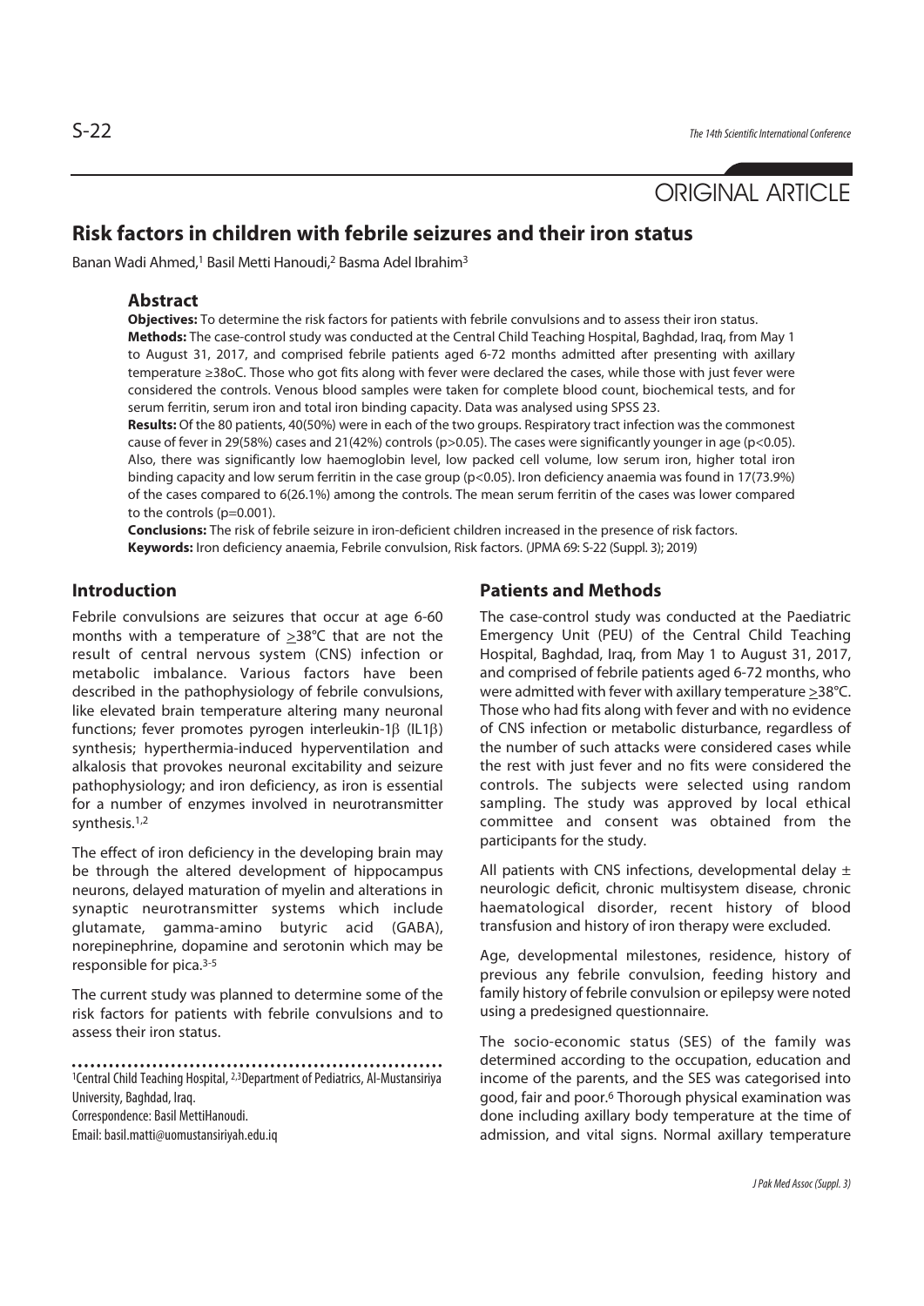ORIGINAL ARTICLE

# Risk factors in children with febrile seizures and their iron status

Banan Wadi Ahmed,[1] Basil Metti Hanoudi,[2] Basma Adel Ibrahim[3]

## Abstract

**Objectives:** To determine the risk factors for patients with febrile convulsions and to assess their iron status.

**Methods:** The case-control study was conducted at the Central Child Teaching Hospital, Baghdad, Iraq, from May 1 to August 31, 2017, and comprised febrile patients aged 6-72 months admitted after presenting with axillary temperature ≥38oC. Those who got fits along with fever were declared the cases, while those with just fever were considered the controls. Venous blood samples were taken for complete blood count, biochemical tests, and for serum ferritin, serum iron and total iron binding capacity. Data was analysed using SPSS 23.

**Results:** Of the 80 patients, 40(50%) were in each of the two groups. Respiratory tract infection was the commonest cause of fever in 29(58%) cases and 21(42%) controls ($p>0.05$). The cases were significantly younger in age ($p<0.05$). Also, there was significantly low haemoglobin level, low packed cell volume, low serum iron, higher total iron binding capacity and low serum ferritin in the case group ($p<0.05$). Iron deficiency anaemia was found in 17(73.9%) of the cases compared to 6(26.1%) among the controls. The mean serum ferritin of the cases was lower compared to the controls ($p=0.001$).

**Conclusions:** The risk of febrile seizure in iron-deficient children increased in the presence of risk factors.

**Keywords:** Iron deficiency anaemia, Febrile convulsion, Risk factors. (JPMA 69: S-22 (Suppl. 3); 2019)

## Introduction

Febrile convulsions are seizures that occur at age 6-60 months with a temperature of ≥38°C that are not the result of central nervous system (CNS) infection or metabolic imbalance. Various factors have been described in the pathophysiology of febrile convulsions, like elevated brain temperature altering many neuronal functions; fever promotes pyrogen interleukin-1β (IL1β) synthesis; hyperthermia-induced hyperventilation and alkalosis that provokes neuronal excitability and seizure pathophysiology; and iron deficiency, as iron is essential for a number of enzymes involved in neurotransmitter synthesis.[1,2]

The effect of iron deficiency in the developing brain may be through the altered development of hippocampus neurons, delayed maturation of myelin and alterations in synaptic neurotransmitter systems which include glutamate, gamma-amino butyric acid (GABA), norepinephrine, dopamine and serotonin which may be responsible for pica.[3-5]

The current study was planned to determine some of the risk factors for patients with febrile convulsions and to assess their iron status.

[1]Central Child Teaching Hospital, [2,3]Department of Pediatrics, Al-Mustansiriya University, Baghdad, Iraq.

Correspondence: Basil MettiHanoudi.

Email: basil.matti@uomustansiriyah.edu.iq

## Patients and Methods

The case-control study was conducted at the Paediatric Emergency Unit (PEU) of the Central Child Teaching Hospital, Baghdad, Iraq, from May 1 to August 31, 2017, and comprised of febrile patients aged 6-72 months, who were admitted with fever with axillary temperature ≥38°C. Those who had fits along with fever and with no evidence of CNS infection or metabolic disturbance, regardless of the number of such attacks were considered cases while the rest with just fever and no fits were considered the controls. The subjects were selected using random sampling. The study was approved by local ethical committee and consent was obtained from the participants for the study.

All patients with CNS infections, developmental delay ± neurologic deficit, chronic multisystem disease, chronic haematological disorder, recent history of blood transfusion and history of iron therapy were excluded.

Age, developmental milestones, residence, history of previous any febrile convulsion, feeding history and family history of febrile convulsion or epilepsy were noted using a predesigned questionnaire.

The socio-economic status (SES) of the family was determined according to the occupation, education and income of the parents, and the SES was categorised into good, fair and poor.[6] Thorough physical examination was done including axillary body temperature at the time of admission, and vital signs. Normal axillary temperature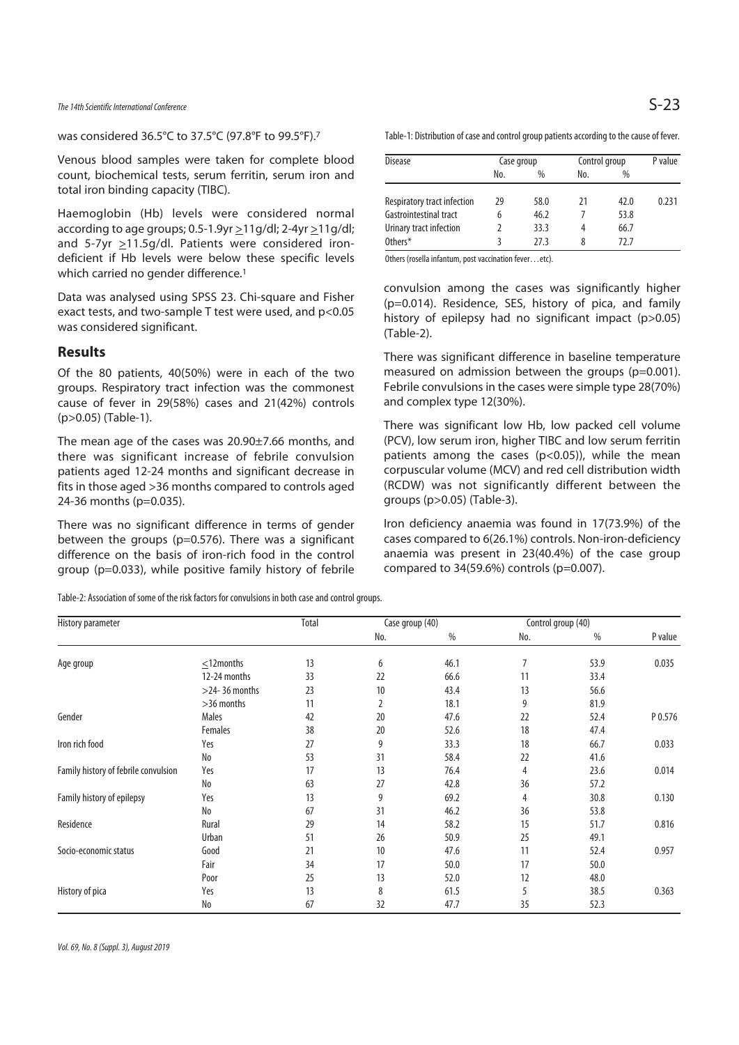was considered 36.5°C to 37.5°C (97.8°F to 99.5°F).[7]

Venous blood samples were taken for complete blood count, biochemical tests, serum ferritin, serum iron and total iron binding capacity (TIBC).

Haemoglobin (Hb) levels were considered normal according to age groups; 0.5-1.9yr ≥11g/dl; 2-4yr ≥11g/dl; and 5-7yr ≥11.5g/dl. Patients were considered iron-deficient if Hb levels were below these specific levels which carried no gender difference.[1]

Data was analysed using SPSS 23. Chi-square and Fisher exact tests, and two-sample T test were used, and $p<0.05$ was considered significant.

## Results

Of the 80 patients, 40(50%) were in each of the two groups. Respiratory tract infection was the commonest cause of fever in 29(58%) cases and 21(42%) controls ($p>0.05$) (Table-1).

Table-1: Distribution of case and control group patients according to the cause of fever.

| Disease | Case group | | Control group | | P value |
|---|---|---|---|---|---|
| | No. | % | No. | % | |
| Respiratory tract infection | 29 | 58.0 | 21 | 42.0 | 0.231 |
| Gastrointestinal tract | 6 | 46.2 | 7 | 53.8 | |
| Urinary tract infection | 2 | 33.3 | 4 | 66.7 | |
| Others* | 3 | 27.3 | 8 | 72.7 | |

Others (rosella infantum, post vaccination fever…etc).

The mean age of the cases was 20.90±7.66 months, and there was significant increase of febrile convulsion patients aged 12-24 months and significant decrease in fits in those aged >36 months compared to controls aged 24-36 months ($p=0.035$).

There was no significant difference in terms of gender between the groups ($p=0.576$). There was a significant difference on the basis of iron-rich food in the control group ($p=0.033$), while positive family history of febrile convulsion among the cases was significantly higher ($p=0.014$). Residence, SES, history of pica, and family history of epilepsy had no significant impact ($p>0.05$) (Table-2).

There was significant difference in baseline temperature measured on admission between the groups ($p=0.001$). Febrile convulsions in the cases were simple type 28(70%) and complex type 12(30%).

There was significant low Hb, low packed cell volume (PCV), low serum iron, higher TIBC and low serum ferritin patients among the cases ($p<0.05$)), while the mean corpuscular volume (MCV) and red cell distribution width (RCDW) was not significantly different between the groups ($p>0.05$) (Table-3).

Iron deficiency anaemia was found in 17(73.9%) of the cases compared to 6(26.1%) controls. Non-iron-deficiency anaemia was present in 23(40.4%) of the case group compared to 34(59.6%) controls ($p=0.007$).

Table-2: Association of some of the risk factors for convulsions in both case and control groups.

| History parameter | | Total | Case group (40) | | Control group (40) | | |
|---|---|---|---|---|---|---|---|
| | | | No. | % | No. | % | P value |
| Age group | ≤12months | 13 | 6 | 46.1 | 7 | 53.9 | 0.035 |
| | 12-24 months | 33 | 22 | 66.6 | 11 | 33.4 | |
| | >24- 36 months | 23 | 10 | 43.4 | 13 | 56.6 | |
| | >36 months | 11 | 2 | 18.1 | 9 | 81.9 | |
| Gender | Males | 42 | 20 | 47.6 | 22 | 52.4 | P 0.576 |
| | Females | 38 | 20 | 52.6 | 18 | 47.4 | |
| Iron rich food | Yes | 27 | 9 | 33.3 | 18 | 66.7 | 0.033 |
| | No | 53 | 31 | 58.4 | 22 | 41.6 | |
| Family history of febrile convulsion | Yes | 17 | 13 | 76.4 | 4 | 23.6 | 0.014 |
| | No | 63 | 27 | 42.8 | 36 | 57.2 | |
| Family history of epilepsy | Yes | 13 | 9 | 69.2 | 4 | 30.8 | 0.130 |
| | No | 67 | 31 | 46.2 | 36 | 53.8 | |
| Residence | Rural | 29 | 14 | 58.2 | 15 | 51.7 | 0.816 |
| | Urban | 51 | 26 | 50.9 | 25 | 49.1 | |
| Socio-economic status | Good | 21 | 10 | 47.6 | 11 | 52.4 | 0.957 |
| | Fair | 34 | 17 | 50.0 | 17 | 50.0 | |
| | Poor | 25 | 13 | 52.0 | 12 | 48.0 | |
| History of pica | Yes | 13 | 8 | 61.5 | 5 | 38.5 | 0.363 |
| | No | 67 | 32 | 47.7 | 35 | 52.3 | |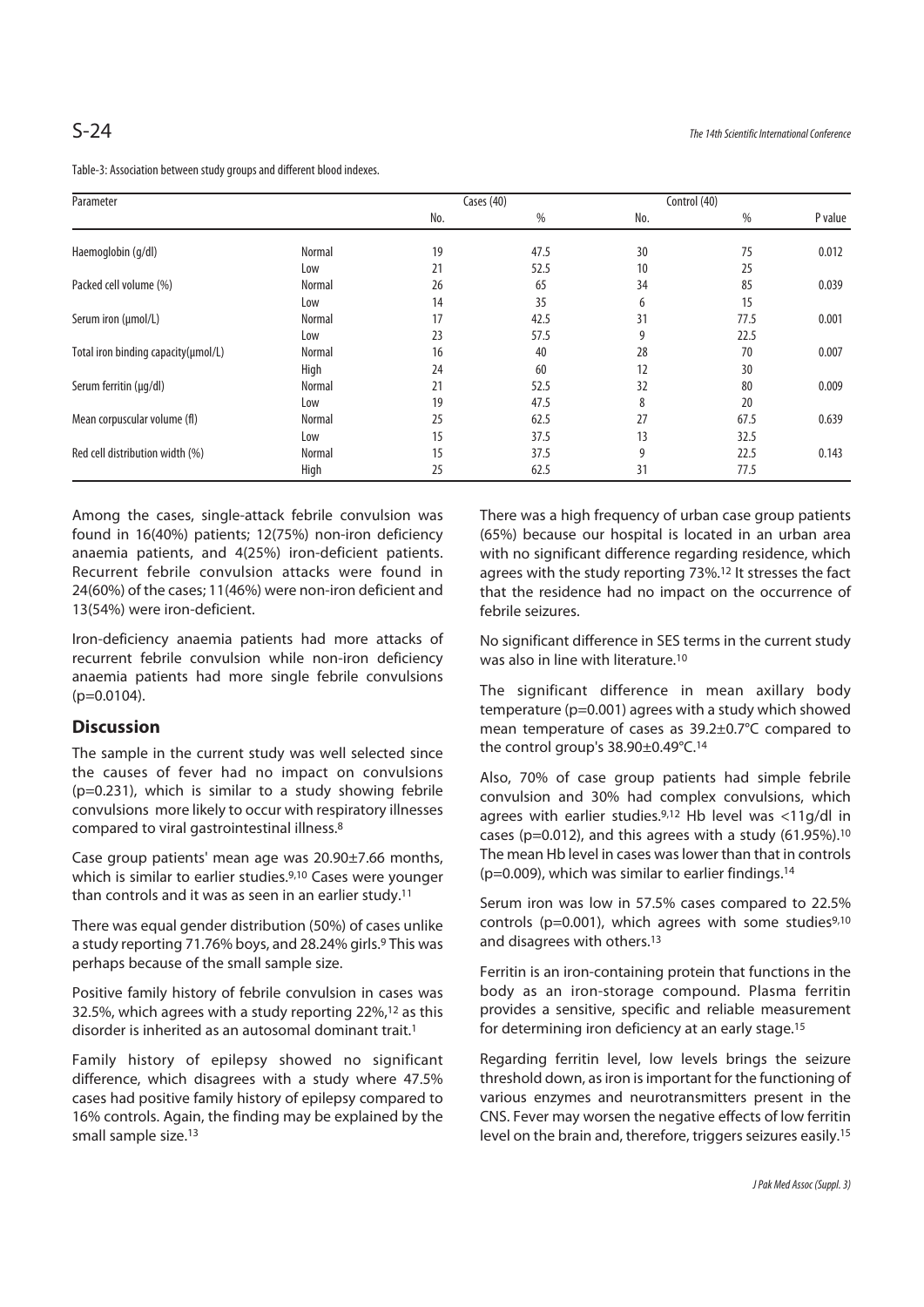Table-3: Association between study groups and different blood indexes.

| Parameter | | Cases (40) | | Control (40) | | |
|---|---|---|---|---|---|---|
| | | No. | % | No. | % | P value |
| Haemoglobin (g/dl) | Normal | 19 | 47.5 | 30 | 75 | 0.012 |
| | Low | 21 | 52.5 | 10 | 25 | |
| Packed cell volume (%) | Normal | 26 | 65 | 34 | 85 | 0.039 |
| | Low | 14 | 35 | 6 | 15 | |
| Serum iron (μmol/L) | Normal | 17 | 42.5 | 31 | 77.5 | 0.001 |
| | Low | 23 | 57.5 | 9 | 22.5 | |
| Total iron binding capacity(μmol/L) | Normal | 16 | 40 | 28 | 70 | 0.007 |
| | High | 24 | 60 | 12 | 30 | |
| Serum ferritin (μg/dl) | Normal | 21 | 52.5 | 32 | 80 | 0.009 |
| | Low | 19 | 47.5 | 8 | 20 | |
| Mean corpuscular volume (fl) | Normal | 25 | 62.5 | 27 | 67.5 | 0.639 |
| | Low | 15 | 37.5 | 13 | 32.5 | |
| Red cell distribution width (%) | Normal | 15 | 37.5 | 9 | 22.5 | 0.143 |
| | High | 25 | 62.5 | 31 | 77.5 | |

Among the cases, single-attack febrile convulsion was found in 16(40%) patients; 12(75%) non-iron deficiency anaemia patients, and 4(25%) iron-deficient patients. Recurrent febrile convulsion attacks were found in 24(60%) of the cases; 11(46%) were non-iron deficient and 13(54%) were iron-deficient.

Iron-deficiency anaemia patients had more attacks of recurrent febrile convulsion while non-iron deficiency anaemia patients had more single febrile convulsions ($p=0.0104$).

## Discussion

The sample in the current study was well selected since the causes of fever had no impact on convulsions ($p=0.231$), which is similar to a study showing febrile convulsions more likely to occur with respiratory illnesses compared to viral gastrointestinal illness.[8]

Case group patients' mean age was 20.90±7.66 months, which is similar to earlier studies.[9,10] Cases were younger than controls and it was as seen in an earlier study.[11]

There was equal gender distribution (50%) of cases unlike a study reporting 71.76% boys, and 28.24% girls.[9] This was perhaps because of the small sample size.

Positive family history of febrile convulsion in cases was 32.5%, which agrees with a study reporting 22%,[12] as this disorder is inherited as an autosomal dominant trait.[1]

Family history of epilepsy showed no significant difference, which disagrees with a study where 47.5% cases had positive family history of epilepsy compared to 16% controls. Again, the finding may be explained by the small sample size.[13]

There was a high frequency of urban case group patients (65%) because our hospital is located in an urban area with no significant difference regarding residence, which agrees with the study reporting 73%.[12] It stresses the fact that the residence had no impact on the occurrence of febrile seizures.

No significant difference in SES terms in the current study was also in line with literature.[10]

The significant difference in mean axillary body temperature ($p=0.001$) agrees with a study which showed mean temperature of cases as 39.2±0.7°C compared to the control group's 38.90±0.49°C.[14]

Also, 70% of case group patients had simple febrile convulsion and 30% had complex convulsions, which agrees with earlier studies.[9,12] Hb level was <11g/dl in cases ($p=0.012$), and this agrees with a study (61.95%).[10] The mean Hb level in cases was lower than that in controls ($p=0.009$), which was similar to earlier findings.[14]

Serum iron was low in 57.5% cases compared to 22.5% controls ($p=0.001$), which agrees with some studies[9,10] and disagrees with others.[13]

Ferritin is an iron-containing protein that functions in the body as an iron-storage compound. Plasma ferritin provides a sensitive, specific and reliable measurement for determining iron deficiency at an early stage.[15]

Regarding ferritin level, low levels brings the seizure threshold down, as iron is important for the functioning of various enzymes and neurotransmitters present in the CNS. Fever may worsen the negative effects of low ferritin level on the brain and, therefore, triggers seizures easily.[15]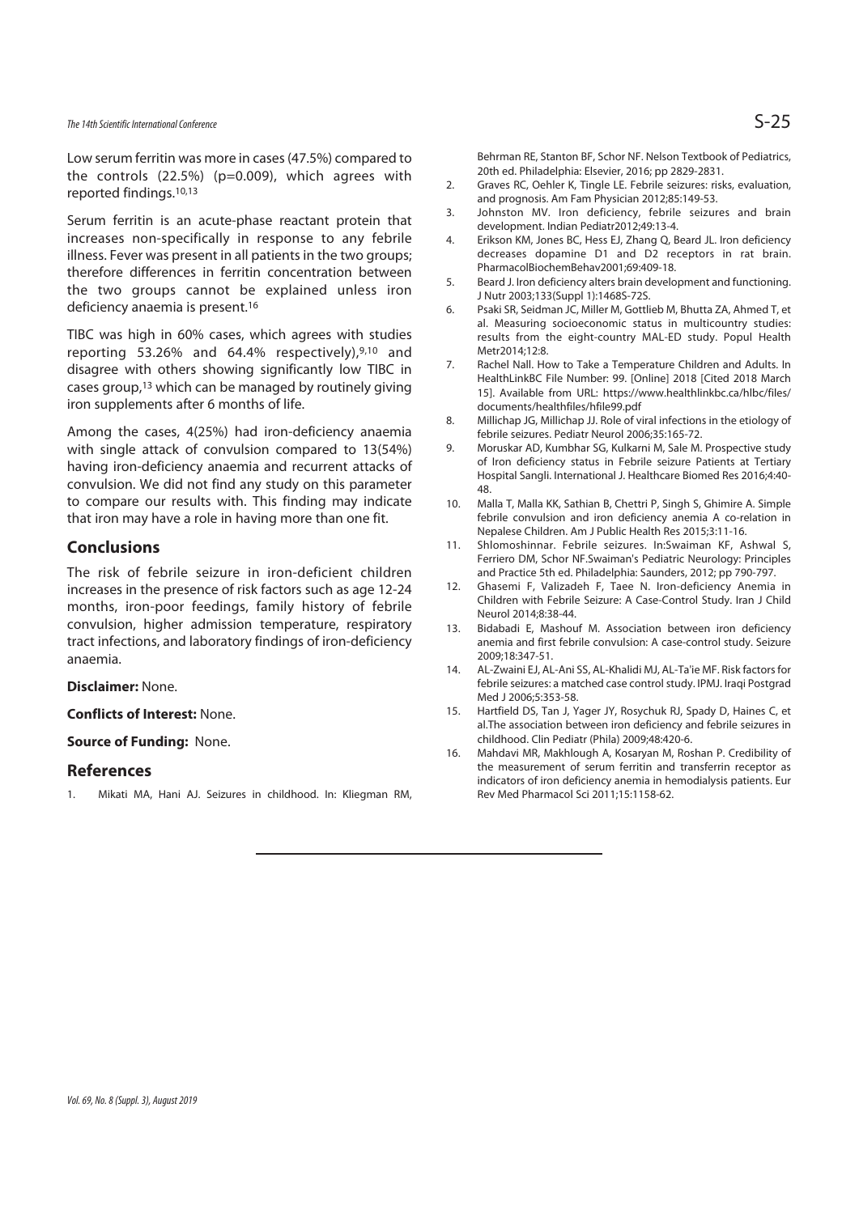Low serum ferritin was more in cases (47.5%) compared to the controls (22.5%) (p=0.009), which agrees with reported findings.[10,13]

Serum ferritin is an acute-phase reactant protein that increases non-specifically in response to any febrile illness. Fever was present in all patients in the two groups; therefore differences in ferritin concentration between the two groups cannot be explained unless iron deficiency anaemia is present.[16]

TIBC was high in 60% cases, which agrees with studies reporting 53.26% and 64.4% respectively),[9,10] and disagree with others showing significantly low TIBC in cases group,[13] which can be managed by routinely giving iron supplements after 6 months of life.

Among the cases, 4(25%) had iron-deficiency anaemia with single attack of convulsion compared to 13(54%) having iron-deficiency anaemia and recurrent attacks of convulsion. We did not find any study on this parameter to compare our results with. This finding may indicate that iron may have a role in having more than one fit.

## Conclusions

The risk of febrile seizure in iron-deficient children increases in the presence of risk factors such as age 12-24 months, iron-poor feedings, family history of febrile convulsion, higher admission temperature, respiratory tract infections, and laboratory findings of iron-deficiency anaemia.

**Disclaimer:** None.

**Conflicts of Interest:** None.

**Source of Funding:** None.

## References

1. Mikati MA, Hani AJ. Seizures in childhood. In: Kliegman RM, Behrman RE, Stanton BF, Schor NF. Nelson Textbook of Pediatrics, 20th ed. Philadelphia: Elsevier, 2016; pp 2829-2831.
2. Graves RC, Oehler K, Tingle LE. Febrile seizures: risks, evaluation, and prognosis. Am Fam Physician 2012;85:149-53.
3. Johnston MV. Iron deficiency, febrile seizures and brain development. Indian Pediatr2012;49:13-4.
4. Erikson KM, Jones BC, Hess EJ, Zhang Q, Beard JL. Iron deficiency decreases dopamine D1 and D2 receptors in rat brain. PharmacolBiochemBehav2001;69:409-18.
5. Beard J. Iron deficiency alters brain development and functioning. J Nutr 2003;133(Suppl 1):1468S-72S.
6. Psaki SR, Seidman JC, Miller M, Gottlieb M, Bhutta ZA, Ahmed T, et al. Measuring socioeconomic status in multicountry studies: results from the eight-country MAL-ED study. Popul Health Metr2014;12:8.
7. Rachel Nall. How to Take a Temperature Children and Adults. In HealthLinkBC File Number: 99. [Online] 2018 [Cited 2018 March 15]. Available from URL: https://www.healthlinkbc.ca/hlbc/files/documents/healthfiles/hfile99.pdf
8. Millichap JG, Millichap JJ. Role of viral infections in the etiology of febrile seizures. Pediatr Neurol 2006;35:165-72.
9. Moruskar AD, Kumbhar SG, Kulkarni M, Sale M. Prospective study of Iron deficiency status in Febrile seizure Patients at Tertiary Hospital Sangli. International J. Healthcare Biomed Res 2016;4:40-48.
10. Malla T, Malla KK, Sathian B, Chettri P, Singh S, Ghimire A. Simple febrile convulsion and iron deficiency anemia A co-relation in Nepalese Children. Am J Public Health Res 2015;3:11-16.
11. Shlomoshinnar. Febrile seizures. In:Swaiman KF, Ashwal S, Ferriero DM, Schor NF.Swaiman's Pediatric Neurology: Principles and Practice 5th ed. Philadelphia: Saunders, 2012; pp 790-797.
12. Ghasemi F, Valizadeh F, Taee N. Iron-deficiency Anemia in Children with Febrile Seizure: A Case-Control Study. Iran J Child Neurol 2014;8:38-44.
13. Bidabadi E, Mashouf M. Association between iron deficiency anemia and first febrile convulsion: A case-control study. Seizure 2009;18:347-51.
14. AL-Zwaini EJ, AL-Ani SS, AL-Khalidi MJ, AL-Ta'ie MF. Risk factors for febrile seizures: a matched case control study. IPMJ. Iraqi Postgrad Med J 2006;5:353-58.
15. Hartfield DS, Tan J, Yager JY, Rosychuk RJ, Spady D, Haines C, et al.The association between iron deficiency and febrile seizures in childhood. Clin Pediatr (Phila) 2009;48:420-6.
16. Mahdavi MR, Makhlough A, Kosaryan M, Roshan P. Credibility of the measurement of serum ferritin and transferrin receptor as indicators of iron deficiency anemia in hemodialysis patients. Eur Rev Med Pharmacol Sci 2011;15:1158-62.